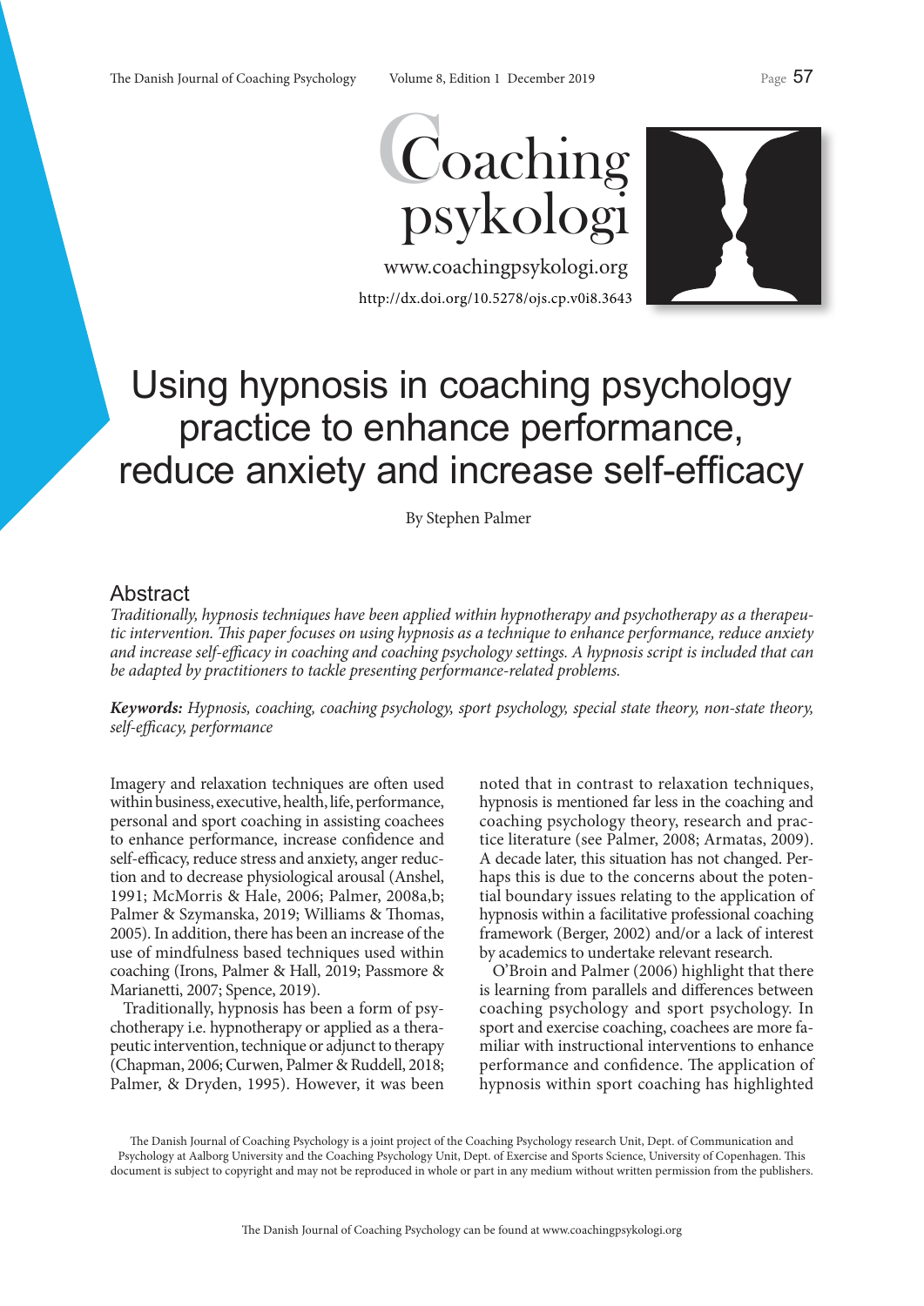# Using hypnosis in coaching psychology practice to enhance performance, reduce anxiety and increase self-efficacy

By Stephen Palmer

## Abstract

*Traditionally, hypnosis techniques have been applied within hypnotherapy and psychotherapy as a therapeutic intervention. This paper focuses on using hypnosis as a technique to enhance performance, reduce anxiety and increase self-efficacy in coaching and coaching psychology settings. A hypnosis script is included that can be adapted by practitioners to tackle presenting performance-related problems.*

***Keywords:*** *Hypnosis, coaching, coaching psychology, sport psychology, special state theory, non-state theory, self-efficacy, performance*

Imagery and relaxation techniques are often used within business, executive, health, life, performance, personal and sport coaching in assisting coachees to enhance performance, increase confidence and self-efficacy, reduce stress and anxiety, anger reduction and to decrease physiological arousal (Anshel, 1991; McMorris & Hale, 2006; Palmer, 2008a,b; Palmer & Szymanska, 2019; Williams & Thomas, 2005). In addition, there has been an increase of the use of mindfulness based techniques used within coaching (Irons, Palmer & Hall, 2019; Passmore & Marianetti, 2007; Spence, 2019).

Traditionally, hypnosis has been a form of psychotherapy i.e. hypnotherapy or applied as a therapeutic intervention, technique or adjunct to therapy (Chapman, 2006; Curwen, Palmer & Ruddell, 2018; Palmer, & Dryden, 1995). However, it was been noted that in contrast to relaxation techniques, hypnosis is mentioned far less in the coaching and coaching psychology theory, research and practice literature (see Palmer, 2008; Armatas, 2009). A decade later, this situation has not changed. Perhaps this is due to the concerns about the potential boundary issues relating to the application of hypnosis within a facilitative professional coaching framework (Berger, 2002) and/or a lack of interest by academics to undertake relevant research.

O'Broin and Palmer (2006) highlight that there is learning from parallels and differences between coaching psychology and sport psychology. In sport and exercise coaching, coachees are more familiar with instructional interventions to enhance performance and confidence. The application of hypnosis within sport coaching has highlighted

The Danish Journal of Coaching Psychology is a joint project of the Coaching Psychology research Unit, Dept. of Communication and Psychology at Aalborg University and the Coaching Psychology Unit, Dept. of Exercise and Sports Science, University of Copenhagen. This document is subject to copyright and may not be reproduced in whole or part in any medium without written permission from the publishers.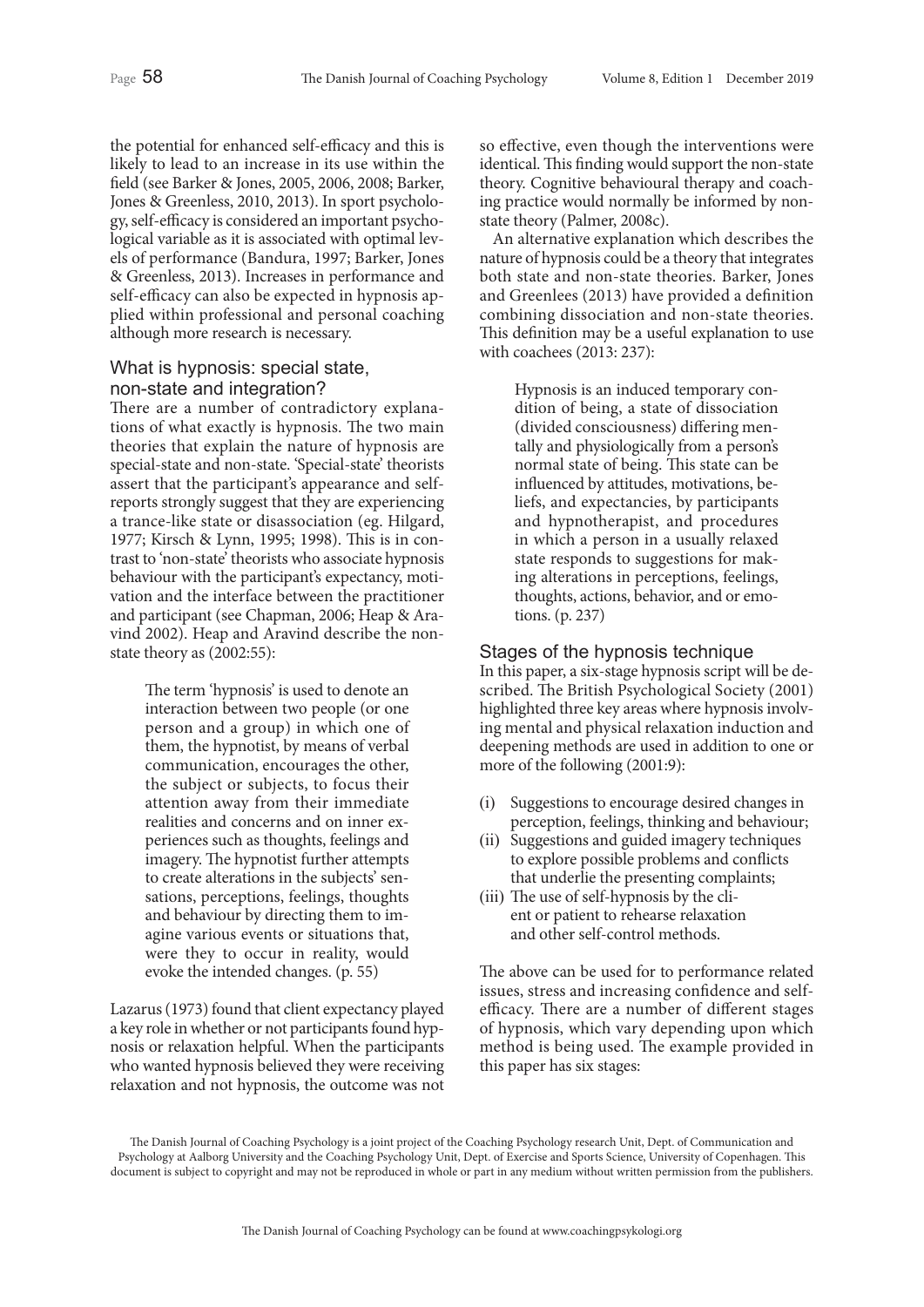the potential for enhanced self-efficacy and this is likely to lead to an increase in its use within the field (see Barker & Jones, 2005, 2006, 2008; Barker, Jones & Greenless, 2010, 2013). In sport psychology, self-efficacy is considered an important psychological variable as it is associated with optimal levels of performance (Bandura, 1997; Barker, Jones & Greenless, 2013). Increases in performance and self-efficacy can also be expected in hypnosis applied within professional and personal coaching although more research is necessary.

## What is hypnosis: special state, non-state and integration?

There are a number of contradictory explanations of what exactly is hypnosis. The two main theories that explain the nature of hypnosis are special-state and non-state. 'Special-state' theorists assert that the participant's appearance and self-reports strongly suggest that they are experiencing a trance-like state or disassociation (eg. Hilgard, 1977; Kirsch & Lynn, 1995; 1998). This is in contrast to 'non-state' theorists who associate hypnosis behaviour with the participant's expectancy, motivation and the interface between the practitioner and participant (see Chapman, 2006; Heap & Aravind 2002). Heap and Aravind describe the non-state theory as (2002:55):

> The term 'hypnosis' is used to denote an interaction between two people (or one person and a group) in which one of them, the hypnotist, by means of verbal communication, encourages the other, the subject or subjects, to focus their attention away from their immediate realities and concerns and on inner experiences such as thoughts, feelings and imagery. The hypnotist further attempts to create alterations in the subjects' sensations, perceptions, feelings, thoughts and behaviour by directing them to imagine various events or situations that, were they to occur in reality, would evoke the intended changes. (p. 55)

Lazarus (1973) found that client expectancy played a key role in whether or not participants found hypnosis or relaxation helpful. When the participants who wanted hypnosis believed they were receiving relaxation and not hypnosis, the outcome was not so effective, even though the interventions were identical. This finding would support the non-state theory. Cognitive behavioural therapy and coaching practice would normally be informed by non-state theory (Palmer, 2008c).

An alternative explanation which describes the nature of hypnosis could be a theory that integrates both state and non-state theories. Barker, Jones and Greenlees (2013) have provided a definition combining dissociation and non-state theories. This definition may be a useful explanation to use with coachees (2013: 237):

> Hypnosis is an induced temporary condition of being, a state of dissociation (divided consciousness) differing mentally and physiologically from a person's normal state of being. This state can be influenced by attitudes, motivations, beliefs, and expectancies, by participants and hypnotherapist, and procedures in which a person in a usually relaxed state responds to suggestions for making alterations in perceptions, feelings, thoughts, actions, behavior, and or emotions. (p. 237)

## Stages of the hypnosis technique

In this paper, a six-stage hypnosis script will be described. The British Psychological Society (2001) highlighted three key areas where hypnosis involving mental and physical relaxation induction and deepening methods are used in addition to one or more of the following (2001:9):

(i) Suggestions to encourage desired changes in perception, feelings, thinking and behaviour;
(ii) Suggestions and guided imagery techniques to explore possible problems and conflicts that underlie the presenting complaints;
(iii) The use of self-hypnosis by the client or patient to rehearse relaxation and other self-control methods.

The above can be used for to performance related issues, stress and increasing confidence and self-efficacy. There are a number of different stages of hypnosis, which vary depending upon which method is being used. The example provided in this paper has six stages: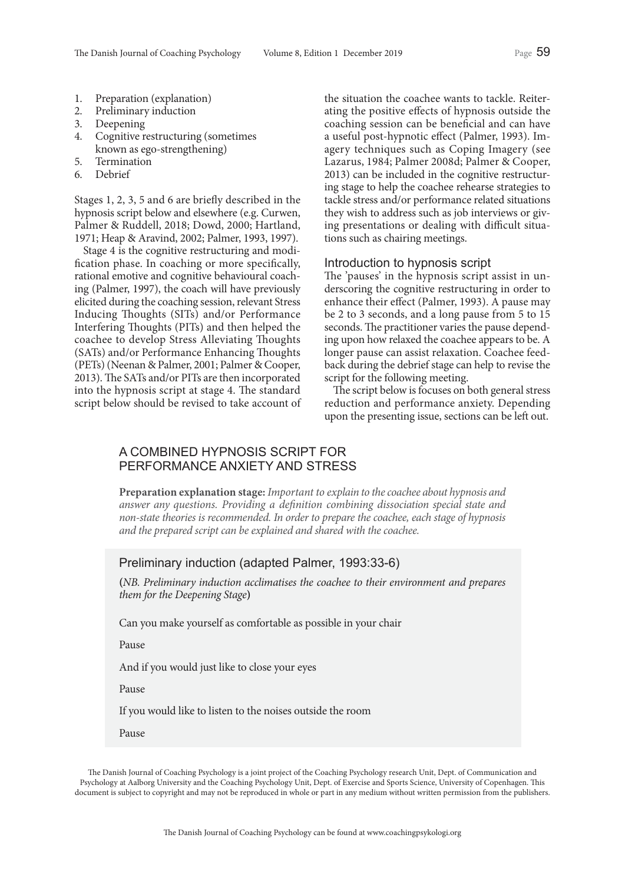1. Preparation (explanation)
2. Preliminary induction
3. Deepening
4. Cognitive restructuring (sometimes known as ego-strengthening)
5. Termination
6. Debrief

Stages 1, 2, 3, 5 and 6 are briefly described in the hypnosis script below and elsewhere (e.g. Curwen, Palmer & Ruddell, 2018; Dowd, 2000; Hartland, 1971; Heap & Aravind, 2002; Palmer, 1993, 1997).

Stage 4 is the cognitive restructuring and modification phase. In coaching or more specifically, rational emotive and cognitive behavioural coaching (Palmer, 1997), the coach will have previously elicited during the coaching session, relevant Stress Inducing Thoughts (SITs) and/or Performance Interfering Thoughts (PITs) and then helped the coachee to develop Stress Alleviating Thoughts (SATs) and/or Performance Enhancing Thoughts (PETs) (Neenan & Palmer, 2001; Palmer & Cooper, 2013). The SATs and/or PITs are then incorporated into the hypnosis script at stage 4. The standard script below should be revised to take account of the situation the coachee wants to tackle. Reiterating the positive effects of hypnosis outside the coaching session can be beneficial and can have a useful post-hypnotic effect (Palmer, 1993). Imagery techniques such as Coping Imagery (see Lazarus, 1984; Palmer 2008d; Palmer & Cooper, 2013) can be included in the cognitive restructuring stage to help the coachee rehearse strategies to tackle stress and/or performance related situations they wish to address such as job interviews or giving presentations or dealing with difficult situations such as chairing meetings.

### Introduction to hypnosis script

The 'pauses' in the hypnosis script assist in underscoring the cognitive restructuring in order to enhance their effect (Palmer, 1993). A pause may be 2 to 3 seconds, and a long pause from 5 to 15 seconds. The practitioner varies the pause depending upon how relaxed the coachee appears to be. A longer pause can assist relaxation. Coachee feedback during the debrief stage can help to revise the script for the following meeting.

The script below is focuses on both general stress reduction and performance anxiety. Depending upon the presenting issue, sections can be left out.

## A COMBINED HYPNOSIS SCRIPT FOR PERFORMANCE ANXIETY AND STRESS

**Preparation explanation stage:** *Important to explain to the coachee about hypnosis and answer any questions. Providing a definition combining dissociation special state and non-state theories is recommended. In order to prepare the coachee, each stage of hypnosis and the prepared script can be explained and shared with the coachee.*

### Preliminary induction (adapted Palmer, 1993:33-6)

(*NB. Preliminary induction acclimatises the coachee to their environment and prepares them for the Deepening Stage*)

Can you make yourself as comfortable as possible in your chair

Pause

And if you would just like to close your eyes

Pause

If you would like to listen to the noises outside the room

Pause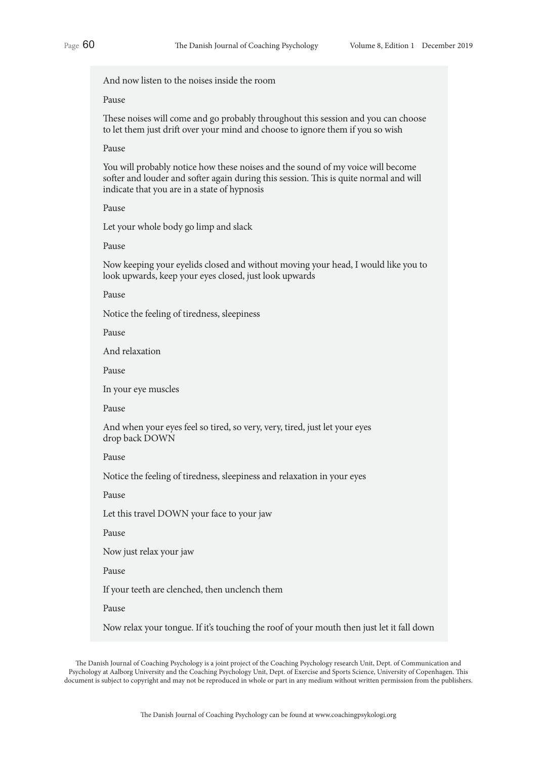And now listen to the noises inside the room

Pause

These noises will come and go probably throughout this session and you can choose to let them just drift over your mind and choose to ignore them if you so wish

Pause

You will probably notice how these noises and the sound of my voice will become softer and louder and softer again during this session. This is quite normal and will indicate that you are in a state of hypnosis

Pause

Let your whole body go limp and slack

Pause

Now keeping your eyelids closed and without moving your head, I would like you to look upwards, keep your eyes closed, just look upwards

Pause

Notice the feeling of tiredness, sleepiness

Pause

And relaxation

Pause

In your eye muscles

Pause

And when your eyes feel so tired, so very, very, tired, just let your eyes drop back DOWN

Pause

Notice the feeling of tiredness, sleepiness and relaxation in your eyes

Pause

Let this travel DOWN your face to your jaw

Pause

Now just relax your jaw

Pause

If your teeth are clenched, then unclench them

Pause

Now relax your tongue. If it's touching the roof of your mouth then just let it fall down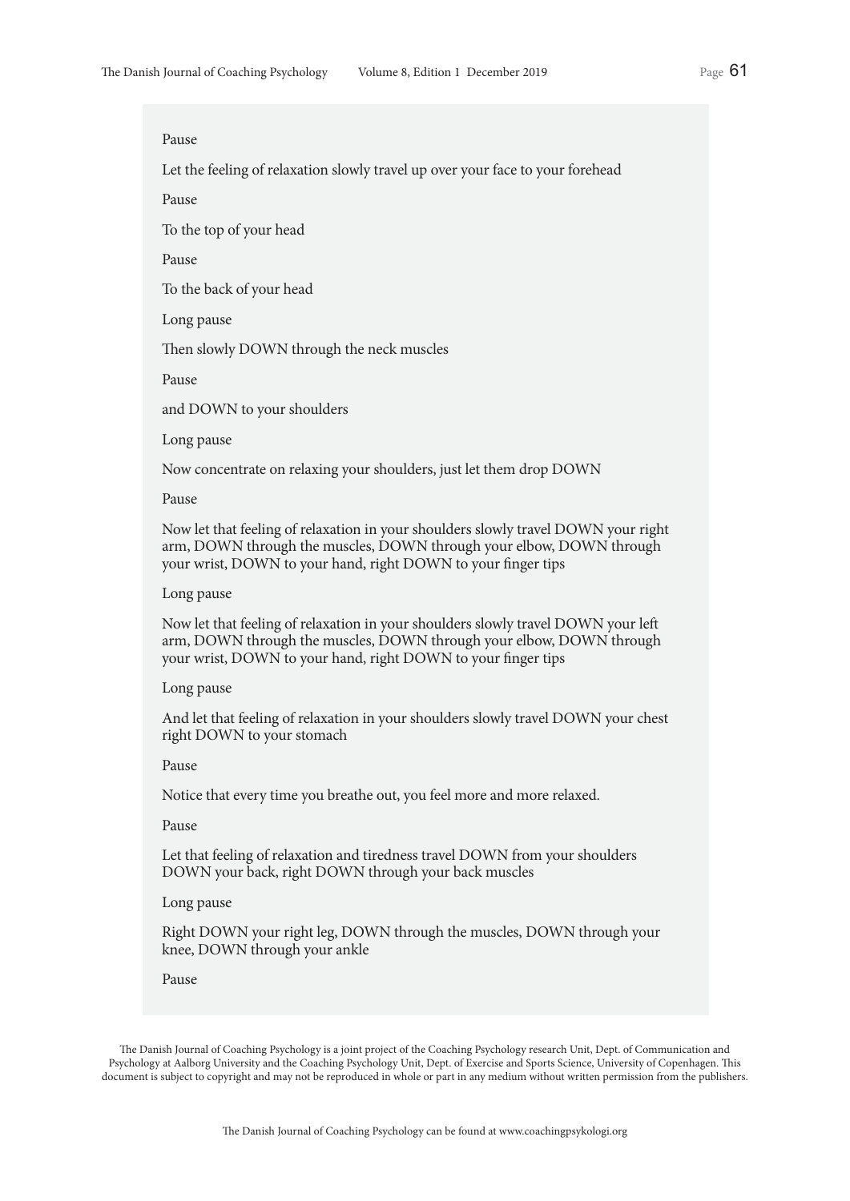Pause

Let the feeling of relaxation slowly travel up over your face to your forehead

Pause

To the top of your head

Pause

To the back of your head

Long pause

Then slowly DOWN through the neck muscles

Pause

and DOWN to your shoulders

Long pause

Now concentrate on relaxing your shoulders, just let them drop DOWN

Pause

Now let that feeling of relaxation in your shoulders slowly travel DOWN your right arm, DOWN through the muscles, DOWN through your elbow, DOWN through your wrist, DOWN to your hand, right DOWN to your finger tips

Long pause

Now let that feeling of relaxation in your shoulders slowly travel DOWN your left arm, DOWN through the muscles, DOWN through your elbow, DOWN through your wrist, DOWN to your hand, right DOWN to your finger tips

Long pause

And let that feeling of relaxation in your shoulders slowly travel DOWN your chest right DOWN to your stomach

Pause

Notice that every time you breathe out, you feel more and more relaxed.

Pause

Let that feeling of relaxation and tiredness travel DOWN from your shoulders DOWN your back, right DOWN through your back muscles

Long pause

Right DOWN your right leg, DOWN through the muscles, DOWN through your knee, DOWN through your ankle

Pause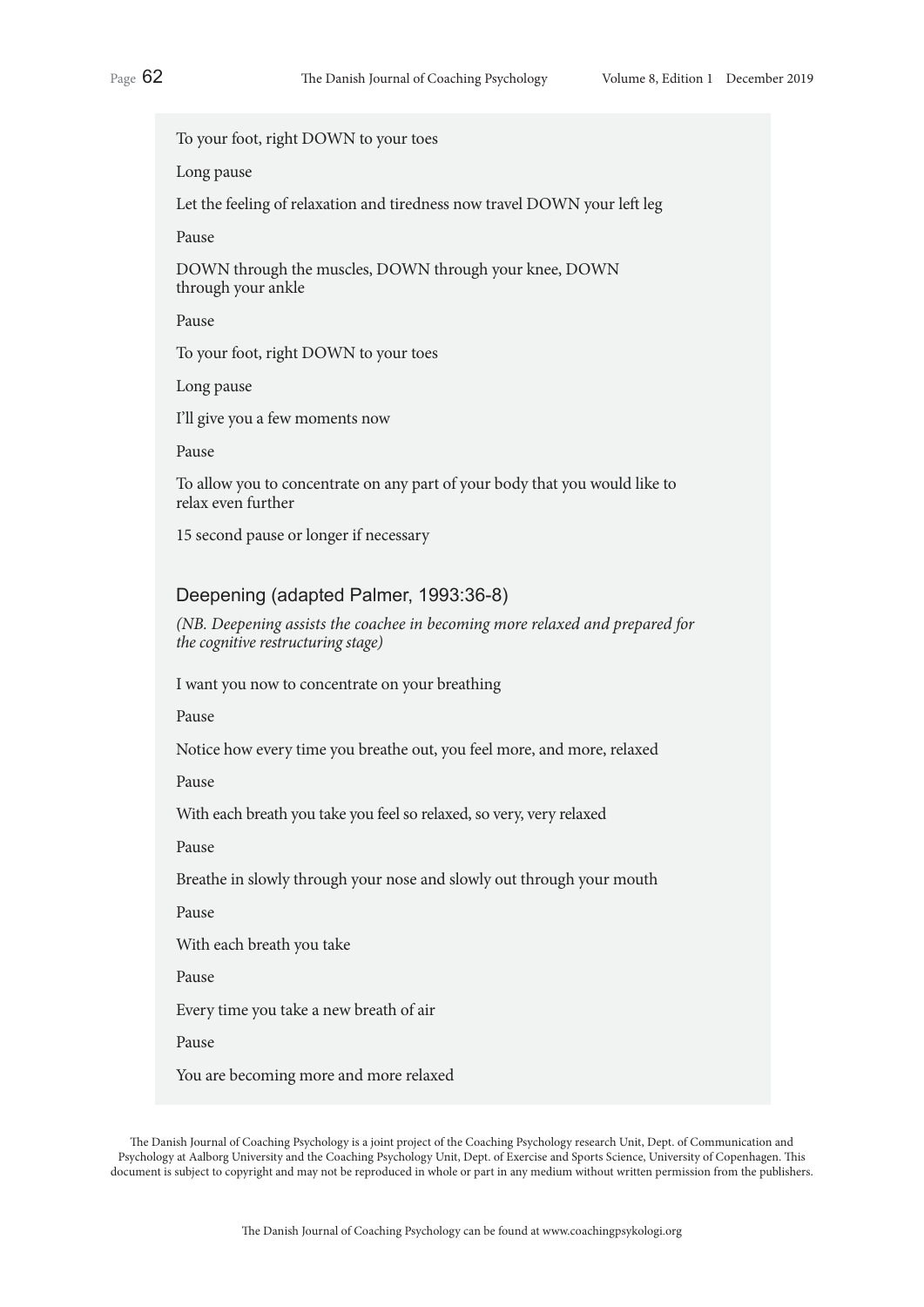To your foot, right DOWN to your toes

Long pause

Let the feeling of relaxation and tiredness now travel DOWN your left leg

Pause

DOWN through the muscles, DOWN through your knee, DOWN through your ankle

Pause

To your foot, right DOWN to your toes

Long pause

I'll give you a few moments now

Pause

To allow you to concentrate on any part of your body that you would like to relax even further

15 second pause or longer if necessary

### Deepening (adapted Palmer, 1993:36-8)

*(NB. Deepening assists the coachee in becoming more relaxed and prepared for the cognitive restructuring stage)*

I want you now to concentrate on your breathing

Pause

Notice how every time you breathe out, you feel more, and more, relaxed

Pause

With each breath you take you feel so relaxed, so very, very relaxed

Pause

Breathe in slowly through your nose and slowly out through your mouth

Pause

With each breath you take

Pause

Every time you take a new breath of air

Pause

You are becoming more and more relaxed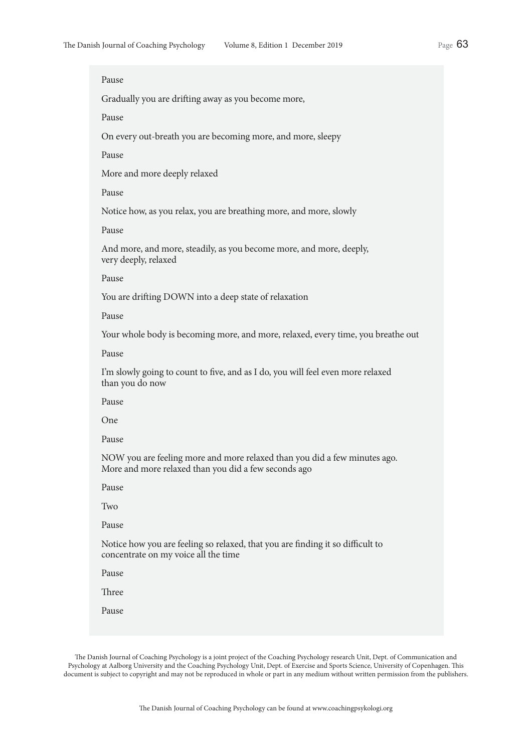Pause

Gradually you are drifting away as you become more,

Pause

On every out-breath you are becoming more, and more, sleepy

Pause

More and more deeply relaxed

Pause

Notice how, as you relax, you are breathing more, and more, slowly

Pause

And more, and more, steadily, as you become more, and more, deeply, very deeply, relaxed

Pause

You are drifting DOWN into a deep state of relaxation

Pause

Your whole body is becoming more, and more, relaxed, every time, you breathe out

Pause

I'm slowly going to count to five, and as I do, you will feel even more relaxed than you do now

Pause

One

Pause

NOW you are feeling more and more relaxed than you did a few minutes ago. More and more relaxed than you did a few seconds ago

Pause

Two

Pause

Notice how you are feeling so relaxed, that you are finding it so difficult to concentrate on my voice all the time

Pause

Three

Pause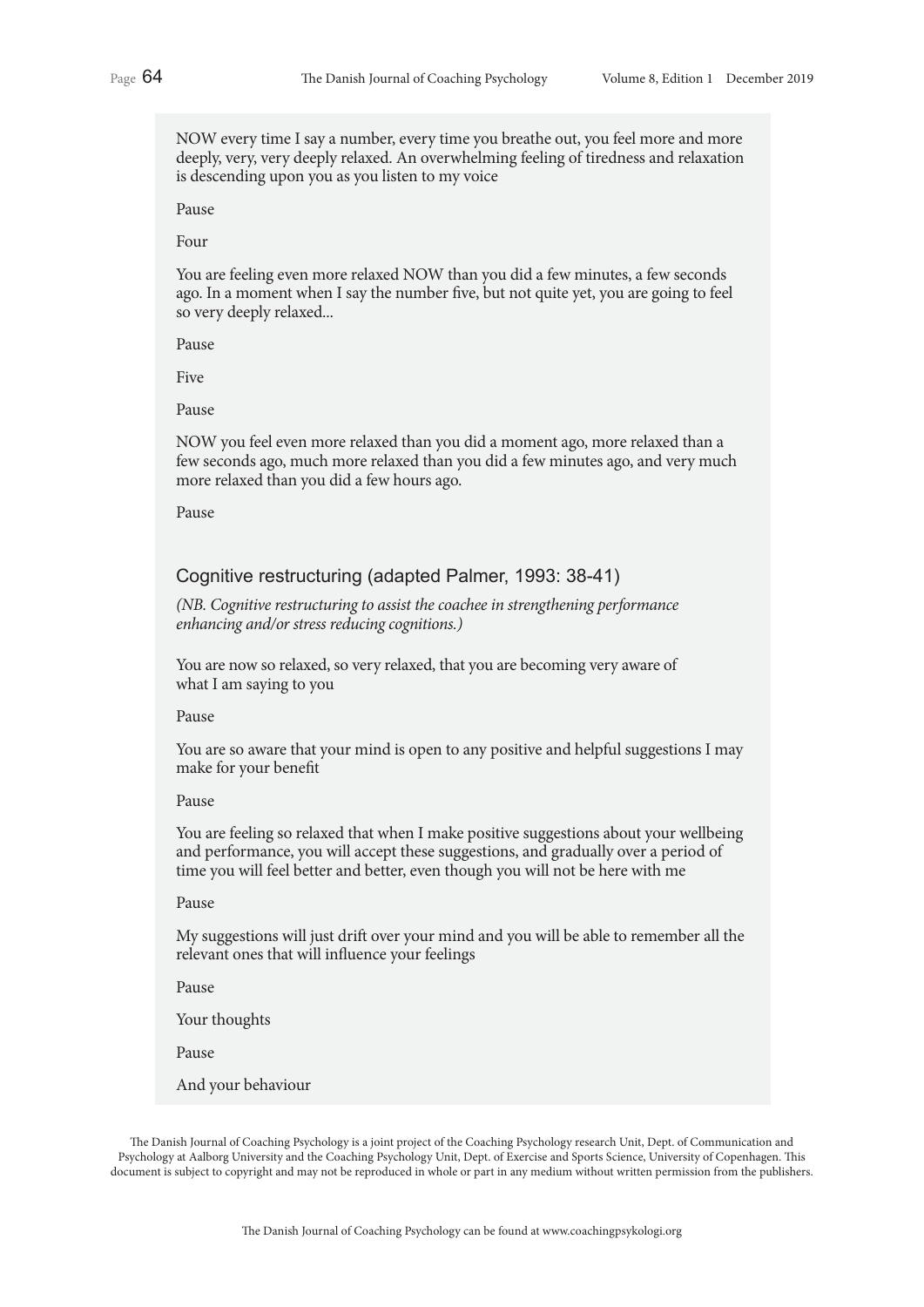NOW every time I say a number, every time you breathe out, you feel more and more deeply, very, very deeply relaxed. An overwhelming feeling of tiredness and relaxation is descending upon you as you listen to my voice

Pause

Four

You are feeling even more relaxed NOW than you did a few minutes, a few seconds ago. In a moment when I say the number five, but not quite yet, you are going to feel so very deeply relaxed...

Pause

Five

Pause

NOW you feel even more relaxed than you did a moment ago, more relaxed than a few seconds ago, much more relaxed than you did a few minutes ago, and very much more relaxed than you did a few hours ago.

Pause

### Cognitive restructuring (adapted Palmer, 1993: 38-41)

*(NB. Cognitive restructuring to assist the coachee in strengthening performance enhancing and/or stress reducing cognitions.)*

You are now so relaxed, so very relaxed, that you are becoming very aware of what I am saying to you

Pause

You are so aware that your mind is open to any positive and helpful suggestions I may make for your benefit

Pause

You are feeling so relaxed that when I make positive suggestions about your wellbeing and performance, you will accept these suggestions, and gradually over a period of time you will feel better and better, even though you will not be here with me

Pause

My suggestions will just drift over your mind and you will be able to remember all the relevant ones that will influence your feelings

Pause

Your thoughts

Pause

And your behaviour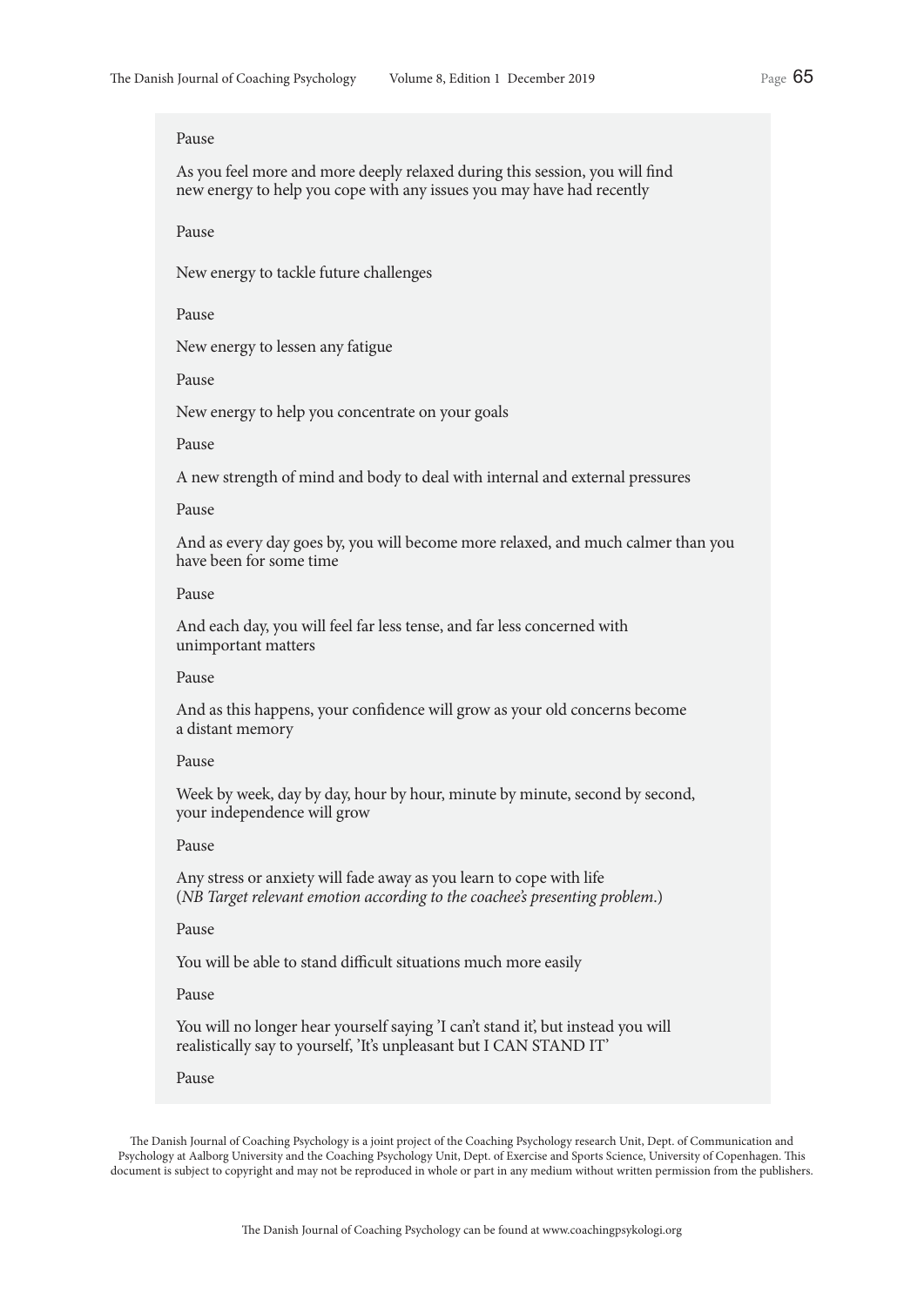Pause

As you feel more and more deeply relaxed during this session, you will find new energy to help you cope with any issues you may have had recently

Pause

New energy to tackle future challenges

Pause

New energy to lessen any fatigue

Pause

New energy to help you concentrate on your goals

Pause

A new strength of mind and body to deal with internal and external pressures

Pause

And as every day goes by, you will become more relaxed, and much calmer than you have been for some time

Pause

And each day, you will feel far less tense, and far less concerned with unimportant matters

Pause

And as this happens, your confidence will grow as your old concerns become a distant memory

Pause

Week by week, day by day, hour by hour, minute by minute, second by second, your independence will grow

Pause

Any stress or anxiety will fade away as you learn to cope with life (*NB Target relevant emotion according to the coachee's presenting problem.*)

Pause

You will be able to stand difficult situations much more easily

Pause

You will no longer hear yourself saying 'I can't stand it', but instead you will realistically say to yourself, 'It's unpleasant but I CAN STAND IT'

Pause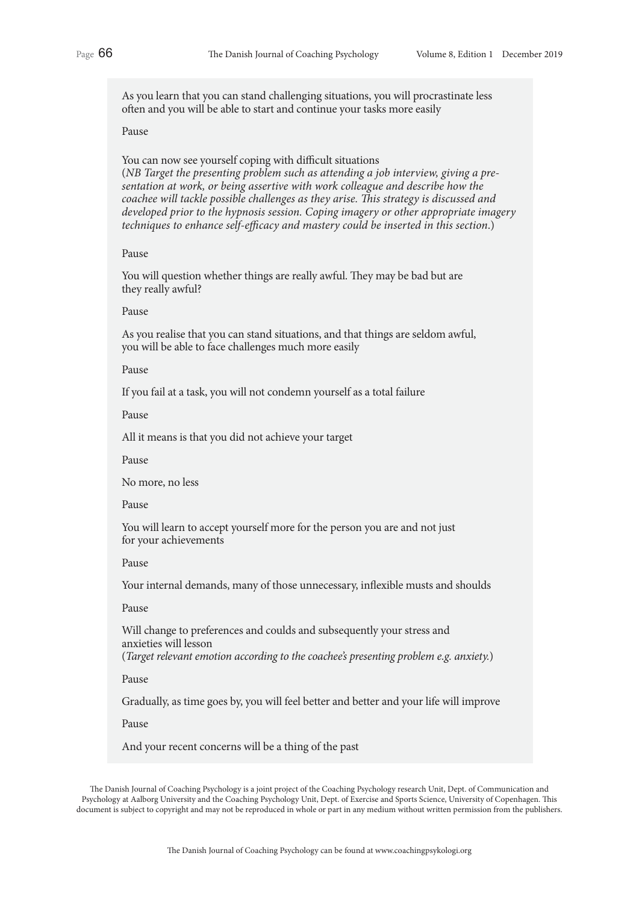As you learn that you can stand challenging situations, you will procrastinate less often and you will be able to start and continue your tasks more easily

Pause

You can now see yourself coping with difficult situations
(*NB Target the presenting problem such as attending a job interview, giving a presentation at work, or being assertive with work colleague and describe how the coachee will tackle possible challenges as they arise. This strategy is discussed and developed prior to the hypnosis session. Coping imagery or other appropriate imagery techniques to enhance self-efficacy and mastery could be inserted in this section.*)

Pause

You will question whether things are really awful. They may be bad but are they really awful?

Pause

As you realise that you can stand situations, and that things are seldom awful, you will be able to face challenges much more easily

Pause

If you fail at a task, you will not condemn yourself as a total failure

Pause

All it means is that you did not achieve your target

Pause

No more, no less

Pause

You will learn to accept yourself more for the person you are and not just for your achievements

Pause

Your internal demands, many of those unnecessary, inflexible musts and shoulds

Pause

Will change to preferences and coulds and subsequently your stress and anxieties will lesson
(*Target relevant emotion according to the coachee's presenting problem e.g. anxiety.*)

Pause

Gradually, as time goes by, you will feel better and better and your life will improve

Pause

And your recent concerns will be a thing of the past

The Danish Journal of Coaching Psychology is a joint project of the Coaching Psychology research Unit, Dept. of Communication and Psychology at Aalborg University and the Coaching Psychology Unit, Dept. of Exercise and Sports Science, University of Copenhagen. This document is subject to copyright and may not be reproduced in whole or part in any medium without written permission from the publishers.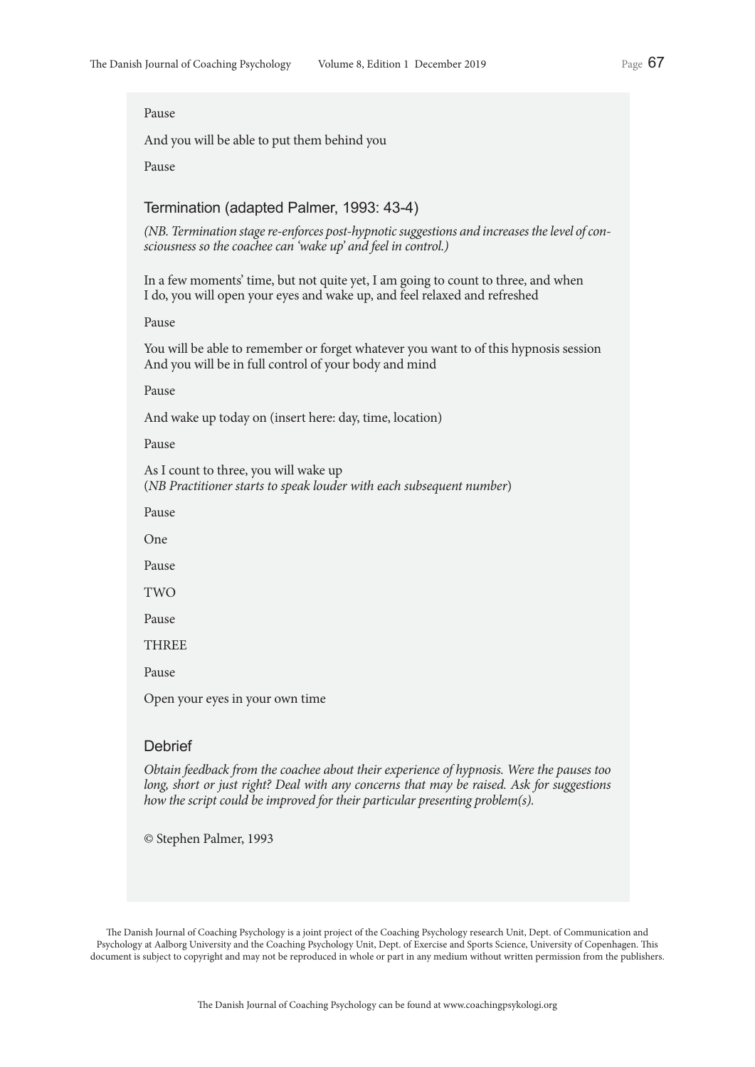Pause

And you will be able to put them behind you

Pause

### Termination (adapted Palmer, 1993: 43-4)

*(NB. Termination stage re-enforces post-hypnotic suggestions and increases the level of consciousness so the coachee can 'wake up' and feel in control.)*

In a few moments' time, but not quite yet, I am going to count to three, and when I do, you will open your eyes and wake up, and feel relaxed and refreshed

Pause

You will be able to remember or forget whatever you want to of this hypnosis session
And you will be in full control of your body and mind

Pause

And wake up today on (insert here: day, time, location)

Pause

As I count to three, you will wake up
(*NB Practitioner starts to speak louder with each subsequent number*)

Pause

One

Pause

TWO

Pause

THREE

Pause

Open your eyes in your own time

### Debrief

*Obtain feedback from the coachee about their experience of hypnosis. Were the pauses too long, short or just right? Deal with any concerns that may be raised. Ask for suggestions how the script could be improved for their particular presenting problem(s).*

© Stephen Palmer, 1993

The Danish Journal of Coaching Psychology is a joint project of the Coaching Psychology research Unit, Dept. of Communication and Psychology at Aalborg University and the Coaching Psychology Unit, Dept. of Exercise and Sports Science, University of Copenhagen. This document is subject to copyright and may not be reproduced in whole or part in any medium without written permission from the publishers.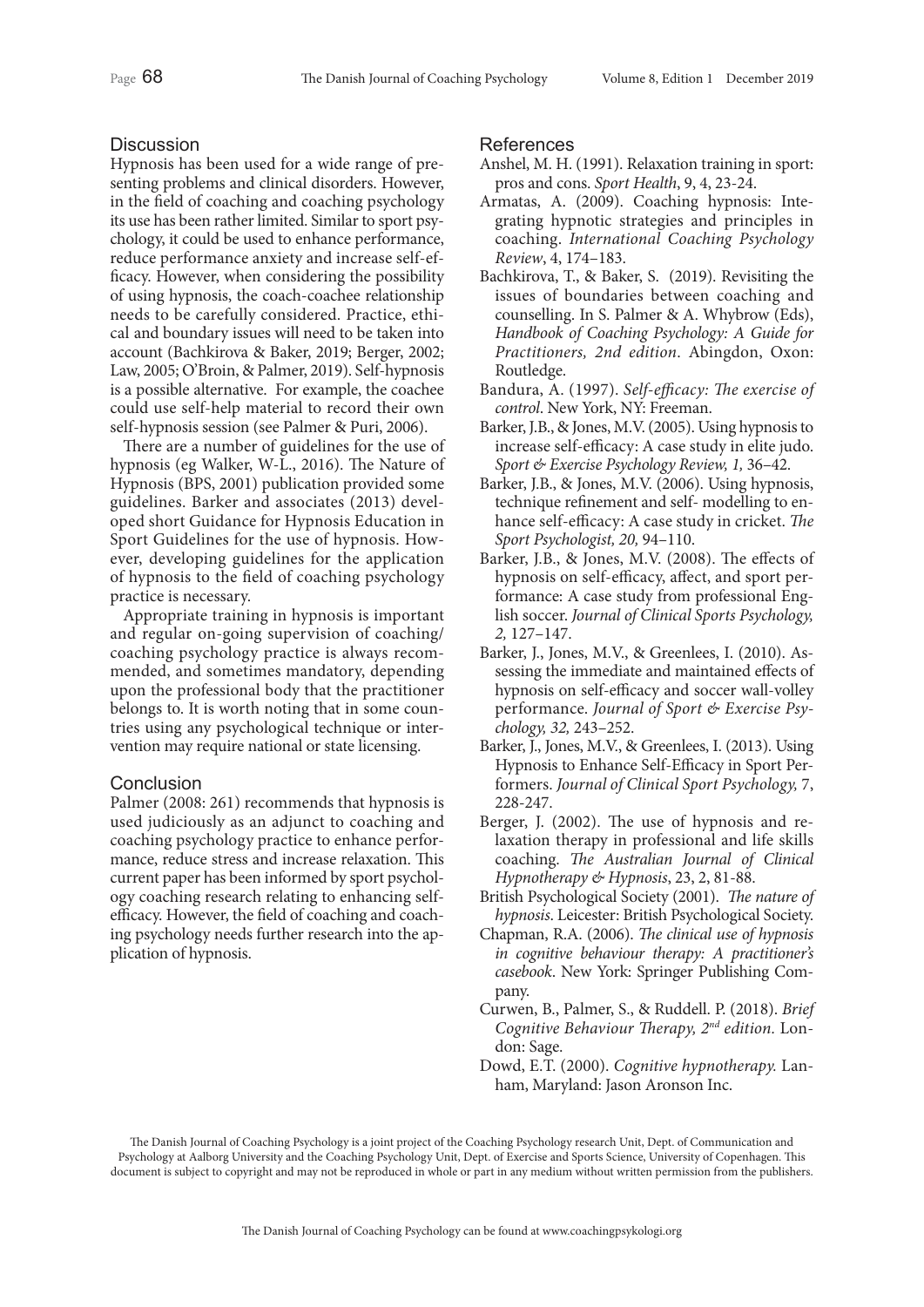## Discussion

Hypnosis has been used for a wide range of presenting problems and clinical disorders. However, in the field of coaching and coaching psychology its use has been rather limited. Similar to sport psychology, it could be used to enhance performance, reduce performance anxiety and increase self-efficacy. However, when considering the possibility of using hypnosis, the coach-coachee relationship needs to be carefully considered. Practice, ethical and boundary issues will need to be taken into account (Bachkirova & Baker, 2019; Berger, 2002; Law, 2005; O'Broin, & Palmer, 2019). Self-hypnosis is a possible alternative. For example, the coachee could use self-help material to record their own self-hypnosis session (see Palmer & Puri, 2006).

There are a number of guidelines for the use of hypnosis (eg Walker, W-L., 2016). The Nature of Hypnosis (BPS, 2001) publication provided some guidelines. Barker and associates (2013) developed short Guidance for Hypnosis Education in Sport Guidelines for the use of hypnosis. However, developing guidelines for the application of hypnosis to the field of coaching psychology practice is necessary.

Appropriate training in hypnosis is important and regular on-going supervision of coaching/coaching psychology practice is always recommended, and sometimes mandatory, depending upon the professional body that the practitioner belongs to. It is worth noting that in some countries using any psychological technique or intervention may require national or state licensing.

## Conclusion

Palmer (2008: 261) recommends that hypnosis is used judiciously as an adjunct to coaching and coaching psychology practice to enhance performance, reduce stress and increase relaxation. This current paper has been informed by sport psychology coaching research relating to enhancing self-efficacy. However, the field of coaching and coaching psychology needs further research into the application of hypnosis.

## References

Anshel, M. H. (1991). Relaxation training in sport: pros and cons. *Sport Health*, 9, 4, 23-24.

Armatas, A. (2009). Coaching hypnosis: Integrating hypnotic strategies and principles in coaching. *International Coaching Psychology Review*, 4, 174–183.

Bachkirova, T., & Baker, S. (2019). Revisiting the issues of boundaries between coaching and counselling. In S. Palmer & A. Whybrow (Eds), *Handbook of Coaching Psychology: A Guide for Practitioners, 2nd edition*. Abingdon, Oxon: Routledge.

Bandura, A. (1997). *Self-efficacy: The exercise of control*. New York, NY: Freeman.

Barker, J.B., & Jones, M.V. (2005). Using hypnosis to increase self-efficacy: A case study in elite judo. *Sport & Exercise Psychology Review, 1,* 36–42.

Barker, J.B., & Jones, M.V. (2006). Using hypnosis, technique refinement and self- modelling to enhance self-efficacy: A case study in cricket. *The Sport Psychologist, 20,* 94–110.

Barker, J.B., & Jones, M.V. (2008). The effects of hypnosis on self-efficacy, affect, and sport performance: A case study from professional English soccer. *Journal of Clinical Sports Psychology, 2,* 127–147.

Barker, J., Jones, M.V., & Greenlees, I. (2010). Assessing the immediate and maintained effects of hypnosis on self-efficacy and soccer wall-volley performance. *Journal of Sport & Exercise Psychology, 32,* 243–252.

Barker, J., Jones, M.V., & Greenlees, I. (2013). Using Hypnosis to Enhance Self-Efficacy in Sport Performers. *Journal of Clinical Sport Psychology,* 7, 228-247.

Berger, J. (2002). The use of hypnosis and relaxation therapy in professional and life skills coaching. *The Australian Journal of Clinical Hypnotherapy & Hypnosis*, 23, 2, 81-88.

British Psychological Society (2001). *The nature of hypnosis*. Leicester: British Psychological Society.

Chapman, R.A. (2006). *The clinical use of hypnosis in cognitive behaviour therapy: A practitioner's casebook*. New York: Springer Publishing Company.

Curwen, B., Palmer, S., & Ruddell. P. (2018). *Brief Cognitive Behaviour Therapy, 2nd edition.* London: Sage.

Dowd, E.T. (2000). *Cognitive hypnotherapy.* Lanham, Maryland: Jason Aronson Inc.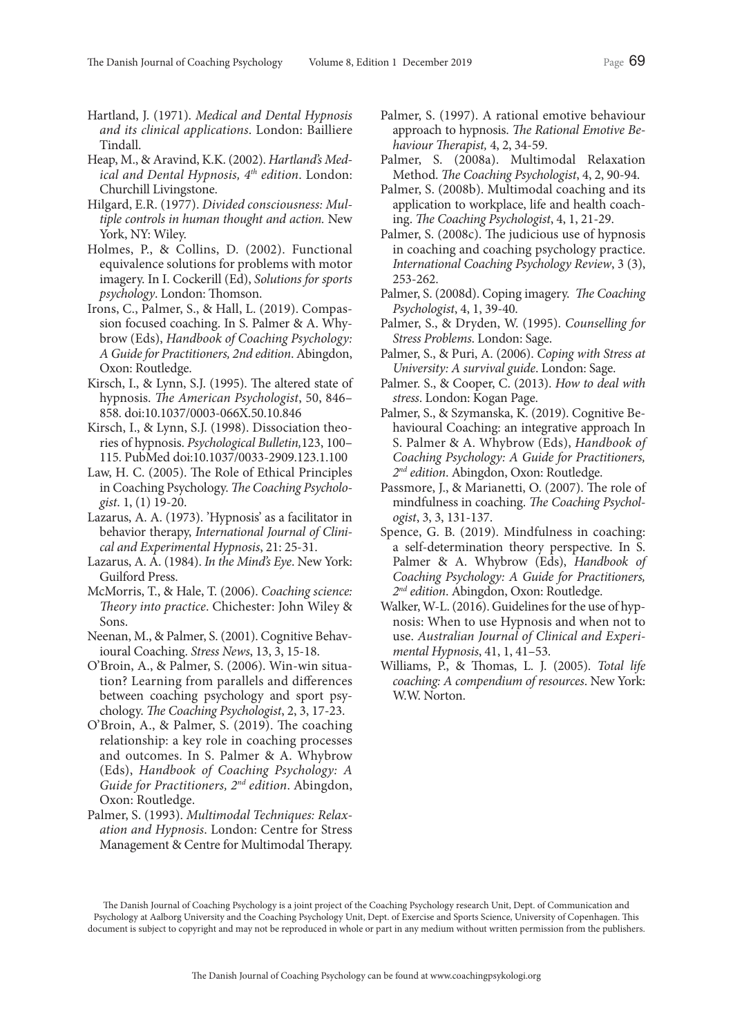Hartland, J. (1971). *Medical and Dental Hypnosis and its clinical applications*. London: Bailliere Tindall.

Heap, M., & Aravind, K.K. (2002). *Hartland's Medical and Dental Hypnosis, 4th edition*. London: Churchill Livingstone.

Hilgard, E.R. (1977). *Divided consciousness: Multiple controls in human thought and action.* New York, NY: Wiley.

Holmes, P., & Collins, D. (2002). Functional equivalence solutions for problems with motor imagery. In I. Cockerill (Ed), *Solutions for sports psychology*. London: Thomson.

Irons, C., Palmer, S., & Hall, L. (2019). Compassion focused coaching. In S. Palmer & A. Whybrow (Eds), *Handbook of Coaching Psychology: A Guide for Practitioners, 2nd edition*. Abingdon, Oxon: Routledge.

Kirsch, I., & Lynn, S.J. (1995). The altered state of hypnosis. *The American Psychologist*, 50, 846–858. doi:10.1037/0003-066X.50.10.846

Kirsch, I., & Lynn, S.J. (1998). Dissociation theories of hypnosis. *Psychological Bulletin,*123, 100–115. PubMed doi:10.1037/0033-2909.123.1.100

Law, H. C. (2005). The Role of Ethical Principles in Coaching Psychology. *The Coaching Psychologist*. 1, (1) 19-20.

Lazarus, A. A. (1973). 'Hypnosis' as a facilitator in behavior therapy, *International Journal of Clinical and Experimental Hypnosis*, 21: 25-31.

Lazarus, A. A. (1984). *In the Mind's Eye*. New York: Guilford Press.

McMorris, T., & Hale, T. (2006). *Coaching science: Theory into practice*. Chichester: John Wiley & Sons.

Neenan, M., & Palmer, S. (2001). Cognitive Behavioural Coaching. *Stress News*, 13, 3, 15-18.

O'Broin, A., & Palmer, S. (2006). Win-win situation? Learning from parallels and differences between coaching psychology and sport psychology. *The Coaching Psychologist*, 2, 3, 17-23.

O'Broin, A., & Palmer, S. (2019). The coaching relationship: a key role in coaching processes and outcomes. In S. Palmer & A. Whybrow (Eds), *Handbook of Coaching Psychology: A Guide for Practitioners, 2nd edition*. Abingdon, Oxon: Routledge.

Palmer, S. (1993). *Multimodal Techniques: Relaxation and Hypnosis*. London: Centre for Stress Management & Centre for Multimodal Therapy.

Palmer, S. (1997). A rational emotive behaviour approach to hypnosis. *The Rational Emotive Behaviour Therapist,* 4, 2, 34-59.

Palmer, S. (2008a). Multimodal Relaxation Method. *The Coaching Psychologist*, 4, 2, 90-94.

Palmer, S. (2008b). Multimodal coaching and its application to workplace, life and health coaching. *The Coaching Psychologist*, 4, 1, 21-29.

Palmer, S. (2008c). The judicious use of hypnosis in coaching and coaching psychology practice. *International Coaching Psychology Review*, 3 (3), 253-262.

Palmer, S. (2008d). Coping imagery. *The Coaching Psychologist*, 4, 1, 39-40.

Palmer, S., & Dryden, W. (1995). *Counselling for Stress Problems*. London: Sage.

Palmer, S., & Puri, A. (2006). *Coping with Stress at University: A survival guide*. London: Sage.

Palmer. S., & Cooper, C. (2013). *How to deal with stress*. London: Kogan Page.

Palmer, S., & Szymanska, K. (2019). Cognitive Behavioural Coaching: an integrative approach In S. Palmer & A. Whybrow (Eds), *Handbook of Coaching Psychology: A Guide for Practitioners, 2nd edition*. Abingdon, Oxon: Routledge.

Passmore, J., & Marianetti, O. (2007). The role of mindfulness in coaching. *The Coaching Psychologist*, 3, 3, 131-137.

Spence, G. B. (2019). Mindfulness in coaching: a self-determination theory perspective. In S. Palmer & A. Whybrow (Eds), *Handbook of Coaching Psychology: A Guide for Practitioners, 2nd edition*. Abingdon, Oxon: Routledge.

Walker, W-L. (2016). Guidelines for the use of hypnosis: When to use Hypnosis and when not to use. *Australian Journal of Clinical and Experimental Hypnosis*, 41, 1, 41–53.

Williams, P., & Thomas, L. J. (2005). *Total life coaching: A compendium of resources*. New York: W.W. Norton.

The Danish Journal of Coaching Psychology is a joint project of the Coaching Psychology research Unit, Dept. of Communication and Psychology at Aalborg University and the Coaching Psychology Unit, Dept. of Exercise and Sports Science, University of Copenhagen. This document is subject to copyright and may not be reproduced in whole or part in any medium without written permission from the publishers.

The Danish Journal of Coaching Psychology can be found at www.coachingpsykologi.org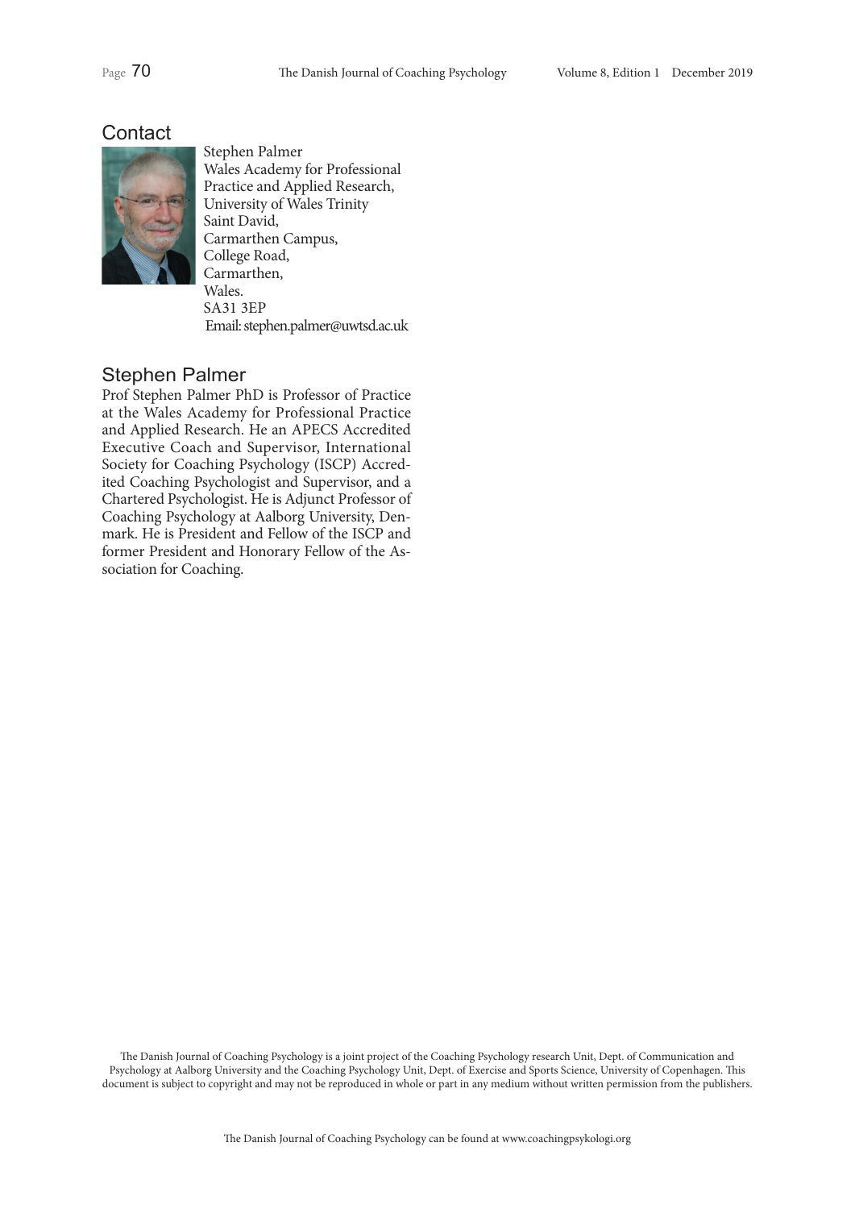## Contact

Stephen Palmer
Wales Academy for Professional Practice and Applied Research,
University of Wales Trinity Saint David,
Carmarthen Campus,
College Road,
Carmarthen,
Wales.
SA31 3EP
Email: stephen.palmer@uwtsd.ac.uk

## Stephen Palmer

Prof Stephen Palmer PhD is Professor of Practice at the Wales Academy for Professional Practice and Applied Research. He an APECS Accredited Executive Coach and Supervisor, International Society for Coaching Psychology (ISCP) Accredited Coaching Psychologist and Supervisor, and a Chartered Psychologist. He is Adjunct Professor of Coaching Psychology at Aalborg University, Denmark. He is President and Fellow of the ISCP and former President and Honorary Fellow of the Association for Coaching.

The Danish Journal of Coaching Psychology is a joint project of the Coaching Psychology research Unit, Dept. of Communication and Psychology at Aalborg University and the Coaching Psychology Unit, Dept. of Exercise and Sports Science, University of Copenhagen. This document is subject to copyright and may not be reproduced in whole or part in any medium without written permission from the publishers.

The Danish Journal of Coaching Psychology can be found at www.coachingpsykologi.org